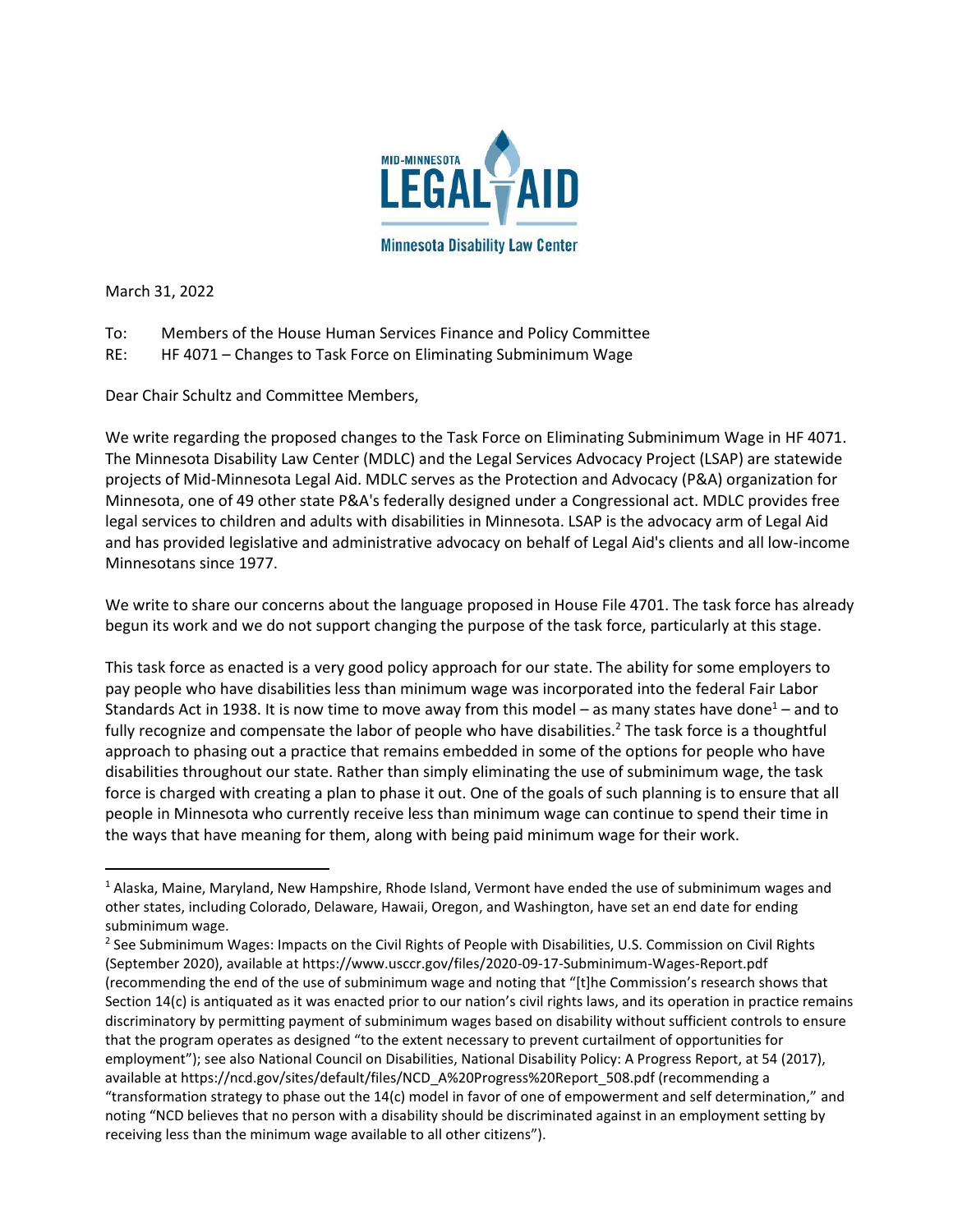MID-MINNESOTA LEGAL AID

Minnesota Disability Law Center

March 31, 2022

To: Members of the House Human Services Finance and Policy Committee
RE: HF 4071 – Changes to Task Force on Eliminating Subminimum Wage

Dear Chair Schultz and Committee Members,

We write regarding the proposed changes to the Task Force on Eliminating Subminimum Wage in HF 4071. The Minnesota Disability Law Center (MDLC) and the Legal Services Advocacy Project (LSAP) are statewide projects of Mid-Minnesota Legal Aid. MDLC serves as the Protection and Advocacy (P&A) organization for Minnesota, one of 49 other state P&A's federally designed under a Congressional act. MDLC provides free legal services to children and adults with disabilities in Minnesota. LSAP is the advocacy arm of Legal Aid and has provided legislative and administrative advocacy on behalf of Legal Aid's clients and all low-income Minnesotans since 1977.

We write to share our concerns about the language proposed in House File 4701. The task force has already begun its work and we do not support changing the purpose of the task force, particularly at this stage.

This task force as enacted is a very good policy approach for our state. The ability for some employers to pay people who have disabilities less than minimum wage was incorporated into the federal Fair Labor Standards Act in 1938. It is now time to move away from this model – as many states have done[1] – and to fully recognize and compensate the labor of people who have disabilities.[2] The task force is a thoughtful approach to phasing out a practice that remains embedded in some of the options for people who have disabilities throughout our state. Rather than simply eliminating the use of subminimum wage, the task force is charged with creating a plan to phase it out. One of the goals of such planning is to ensure that all people in Minnesota who currently receive less than minimum wage can continue to spend their time in the ways that have meaning for them, along with being paid minimum wage for their work.

---

[1] Alaska, Maine, Maryland, New Hampshire, Rhode Island, Vermont have ended the use of subminimum wages and other states, including Colorado, Delaware, Hawaii, Oregon, and Washington, have set an end date for ending subminimum wage.

[2] See Subminimum Wages: Impacts on the Civil Rights of People with Disabilities, U.S. Commission on Civil Rights (September 2020), available at https://www.usccr.gov/files/2020-09-17-Subminimum-Wages-Report.pdf (recommending the end of the use of subminimum wage and noting that "[t]he Commission's research shows that Section 14(c) is antiquated as it was enacted prior to our nation's civil rights laws, and its operation in practice remains discriminatory by permitting payment of subminimum wages based on disability without sufficient controls to ensure that the program operates as designed "to the extent necessary to prevent curtailment of opportunities for employment"); see also National Council on Disabilities, National Disability Policy: A Progress Report, at 54 (2017), available at https://ncd.gov/sites/default/files/NCD_A%20Progress%20Report_508.pdf (recommending a "transformation strategy to phase out the 14(c) model in favor of one of empowerment and self determination," and noting "NCD believes that no person with a disability should be discriminated against in an employment setting by receiving less than the minimum wage available to all other citizens").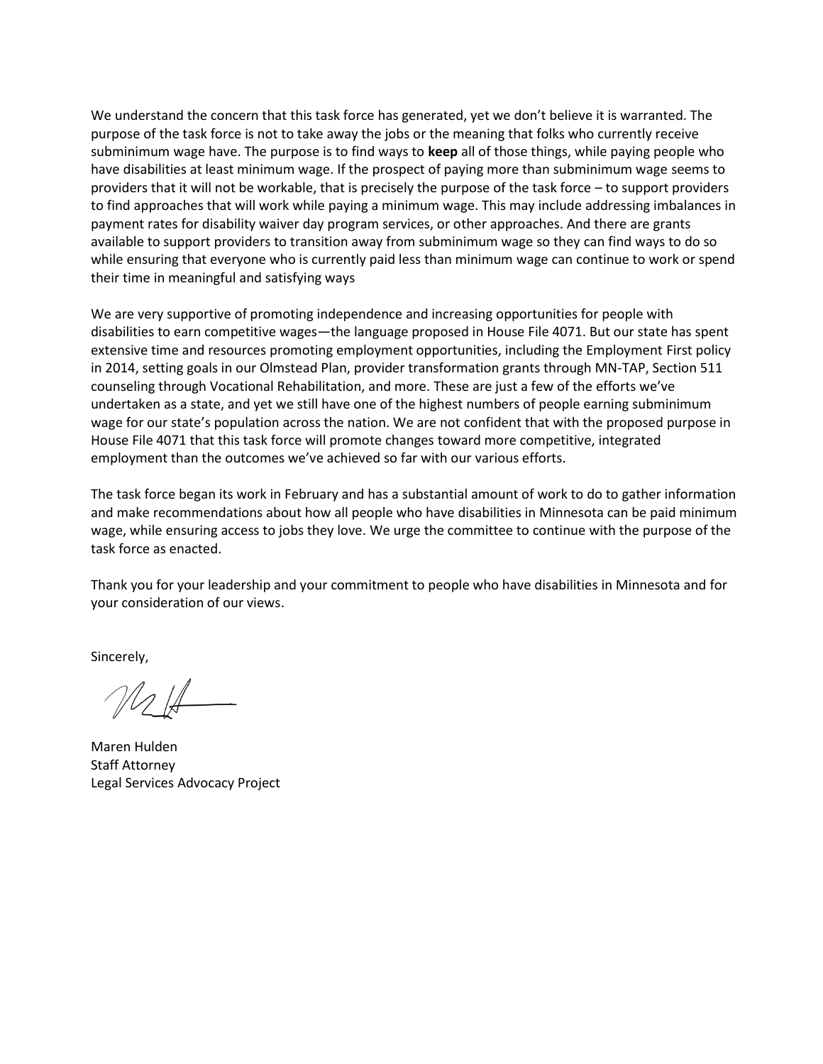We understand the concern that this task force has generated, yet we don't believe it is warranted. The purpose of the task force is not to take away the jobs or the meaning that folks who currently receive subminimum wage have. The purpose is to find ways to **keep** all of those things, while paying people who have disabilities at least minimum wage. If the prospect of paying more than subminimum wage seems to providers that it will not be workable, that is precisely the purpose of the task force – to support providers to find approaches that will work while paying a minimum wage. This may include addressing imbalances in payment rates for disability waiver day program services, or other approaches. And there are grants available to support providers to transition away from subminimum wage so they can find ways to do so while ensuring that everyone who is currently paid less than minimum wage can continue to work or spend their time in meaningful and satisfying ways

We are very supportive of promoting independence and increasing opportunities for people with disabilities to earn competitive wages—the language proposed in House File 4071. But our state has spent extensive time and resources promoting employment opportunities, including the Employment First policy in 2014, setting goals in our Olmstead Plan, provider transformation grants through MN-TAP, Section 511 counseling through Vocational Rehabilitation, and more. These are just a few of the efforts we've undertaken as a state, and yet we still have one of the highest numbers of people earning subminimum wage for our state's population across the nation. We are not confident that with the proposed purpose in House File 4071 that this task force will promote changes toward more competitive, integrated employment than the outcomes we've achieved so far with our various efforts.

The task force began its work in February and has a substantial amount of work to do to gather information and make recommendations about how all people who have disabilities in Minnesota can be paid minimum wage, while ensuring access to jobs they love. We urge the committee to continue with the purpose of the task force as enacted.

Thank you for your leadership and your commitment to people who have disabilities in Minnesota and for your consideration of our views.

Sincerely,

Maren Hulden
Staff Attorney
Legal Services Advocacy Project